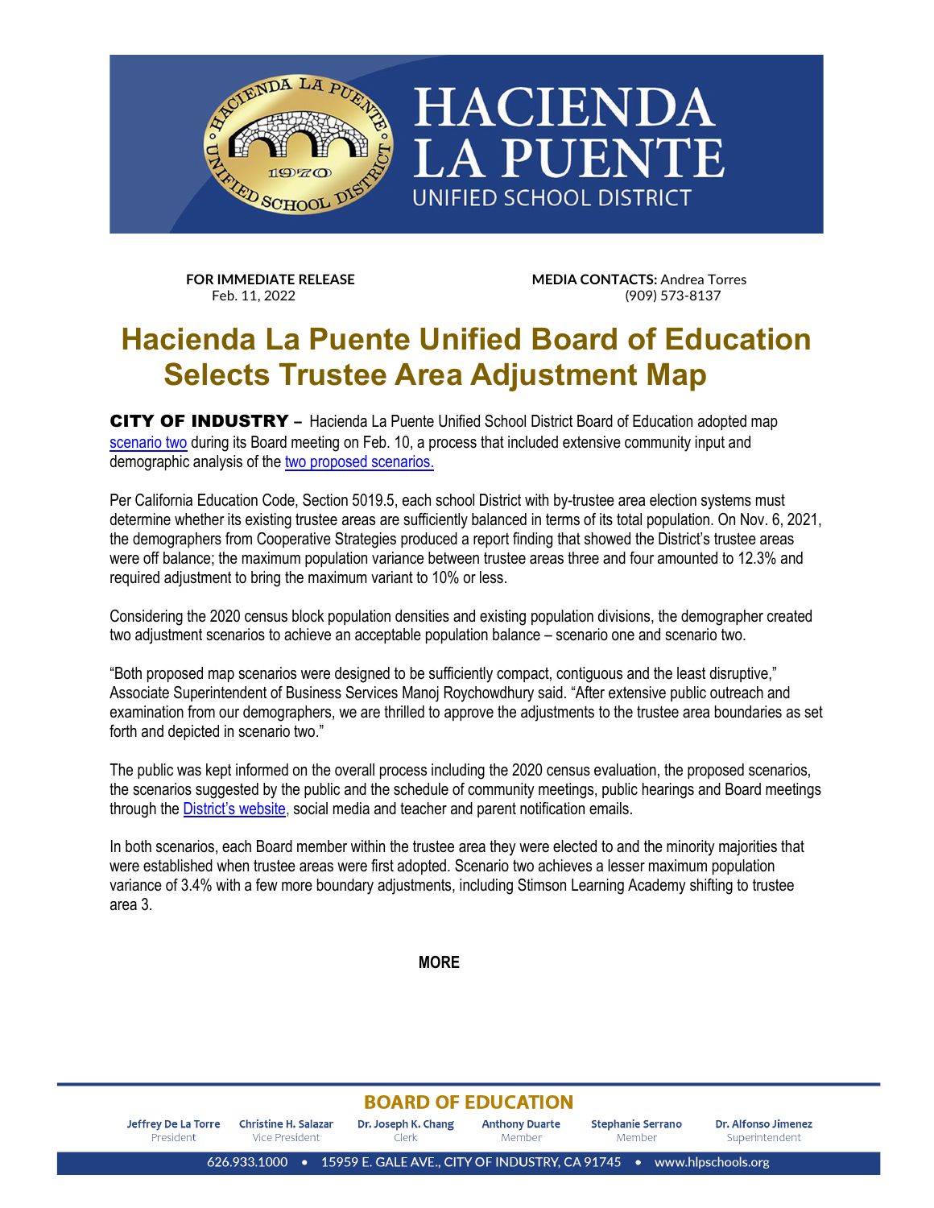# HACIENDA LA PUENTE UNIFIED SCHOOL DISTRICT

**FOR IMMEDIATE RELEASE**
Feb. 11, 2022

**MEDIA CONTACTS:** Andrea Torres
(909) 573-8137

# Hacienda La Puente Unified Board of Education Selects Trustee Area Adjustment Map

**CITY OF INDUSTRY –** Hacienda La Puente Unified School District Board of Education adopted map scenario two during its Board meeting on Feb. 10, a process that included extensive community input and demographic analysis of the two proposed scenarios.

Per California Education Code, Section 5019.5, each school District with by-trustee area election systems must determine whether its existing trustee areas are sufficiently balanced in terms of its total population. On Nov. 6, 2021, the demographers from Cooperative Strategies produced a report finding that showed the District's trustee areas were off balance; the maximum population variance between trustee areas three and four amounted to 12.3% and required adjustment to bring the maximum variant to 10% or less.

Considering the 2020 census block population densities and existing population divisions, the demographer created two adjustment scenarios to achieve an acceptable population balance – scenario one and scenario two.

"Both proposed map scenarios were designed to be sufficiently compact, contiguous and the least disruptive," Associate Superintendent of Business Services Manoj Roychowdhury said. "After extensive public outreach and examination from our demographers, we are thrilled to approve the adjustments to the trustee area boundaries as set forth and depicted in scenario two."

The public was kept informed on the overall process including the 2020 census evaluation, the proposed scenarios, the scenarios suggested by the public and the schedule of community meetings, public hearings and Board meetings through the District's website, social media and teacher and parent notification emails.

In both scenarios, each Board member within the trustee area they were elected to and the minority majorities that were established when trustee areas were first adopted. Scenario two achieves a lesser maximum population variance of 3.4% with a few more boundary adjustments, including Stimson Learning Academy shifting to trustee area 3.

**MORE**

**BOARD OF EDUCATION**

Jeffrey De La Torre, President · Christine H. Salazar, Vice President · Dr. Joseph K. Chang, Clerk · Anthony Duarte, Member · Stephanie Serrano, Member · Dr. Alfonso Jimenez, Superintendent

626.933.1000 • 15959 E. GALE AVE., CITY OF INDUSTRY, CA 91745 • www.hlpschools.org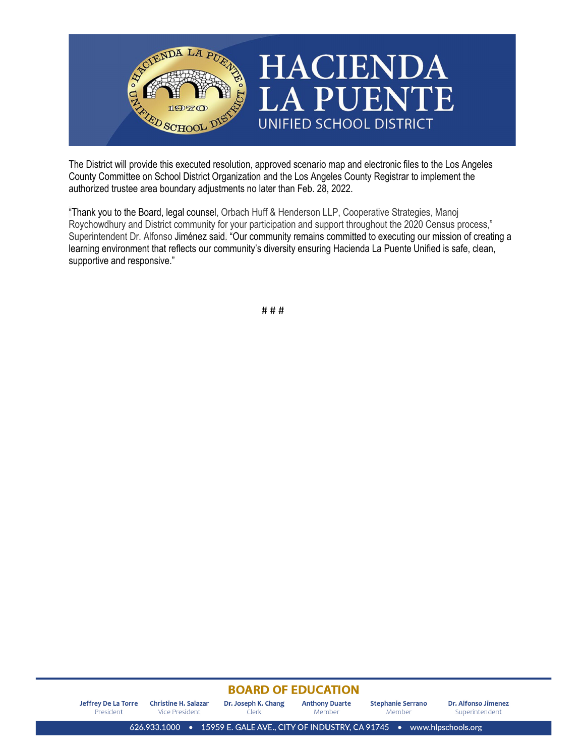The District will provide this executed resolution, approved scenario map and electronic files to the Los Angeles County Committee on School District Organization and the Los Angeles County Registrar to implement the authorized trustee area boundary adjustments no later than Feb. 28, 2022.

"Thank you to the Board, legal counsel, Orbach Huff & Henderson LLP, Cooperative Strategies, Manoj Roychowdhury and District community for your participation and support throughout the 2020 Census process," Superintendent Dr. Alfonso Jiménez said. "Our community remains committed to executing our mission of creating a learning environment that reflects our community's diversity ensuring Hacienda La Puente Unified is safe, clean, supportive and responsive."

# # #